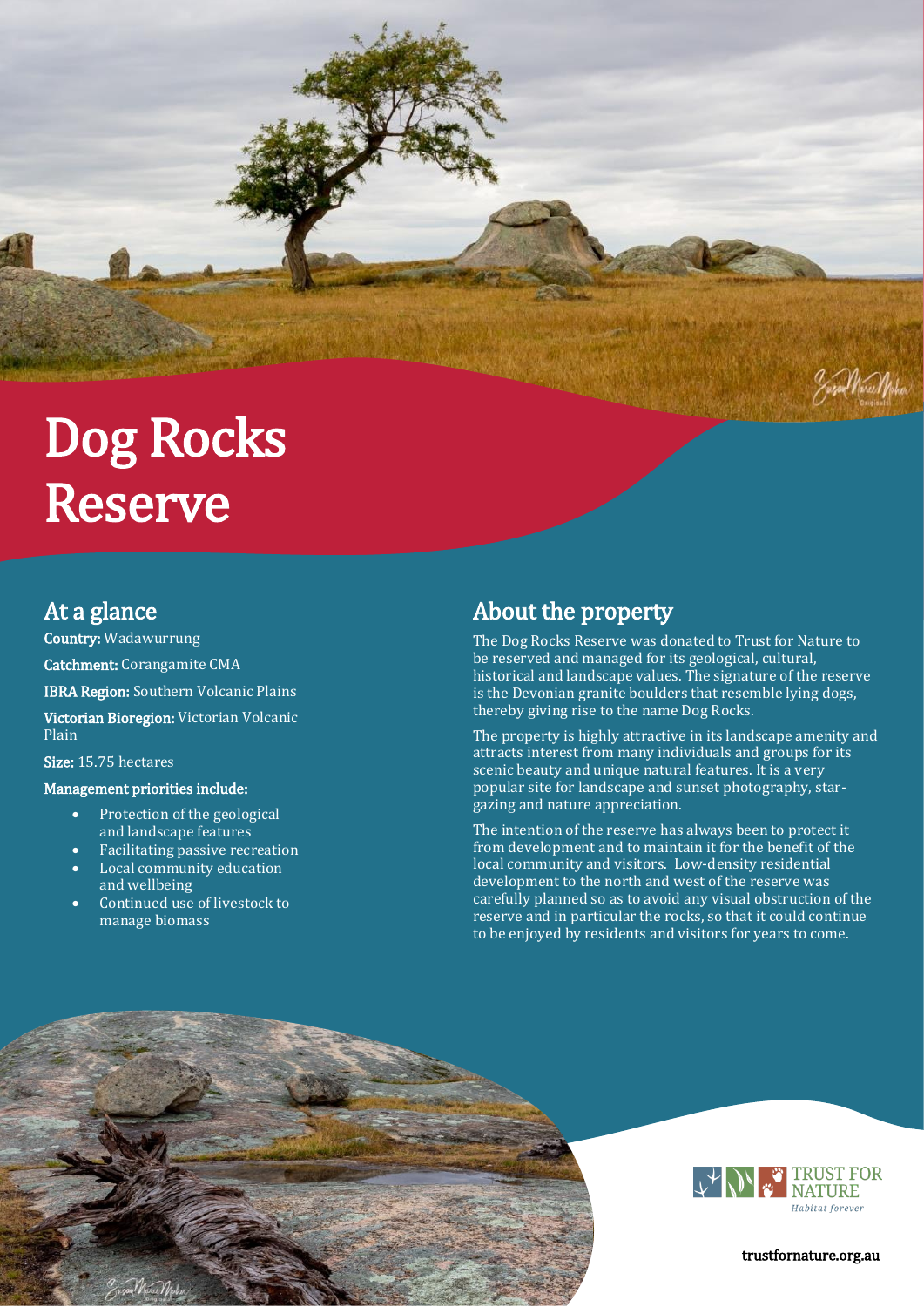# Dog Rocks Reserve

## At a glance

**Country:** Wadawurrung

**Catchment:** Corangamite CMA

**IBRA Region:** Southern Volcanic Plains

**Victorian Bioregion:** Victorian Volcanic Plain

**Size:** 15.75 hectares

**Management priorities include:**

- Protection of the geological and landscape features
- Facilitating passive recreation
- Local community education and wellbeing
- Continued use of livestock to manage biomass

## About the property

The Dog Rocks Reserve was donated to Trust for Nature to be reserved and managed for its geological, cultural, historical and landscape values. The signature of the reserve is the Devonian granite boulders that resemble lying dogs, thereby giving rise to the name Dog Rocks.

The property is highly attractive in its landscape amenity and attracts interest from many individuals and groups for its scenic beauty and unique natural features. It is a very popular site for landscape and sunset photography, star-gazing and nature appreciation.

The intention of the reserve has always been to protect it from development and to maintain it for the benefit of the local community and visitors. Low-density residential development to the north and west of the reserve was carefully planned so as to avoid any visual obstruction of the reserve and in particular the rocks, so that it could continue to be enjoyed by residents and visitors for years to come.

TRUST FOR NATURE
*Habitat forever*

trustfornature.org.au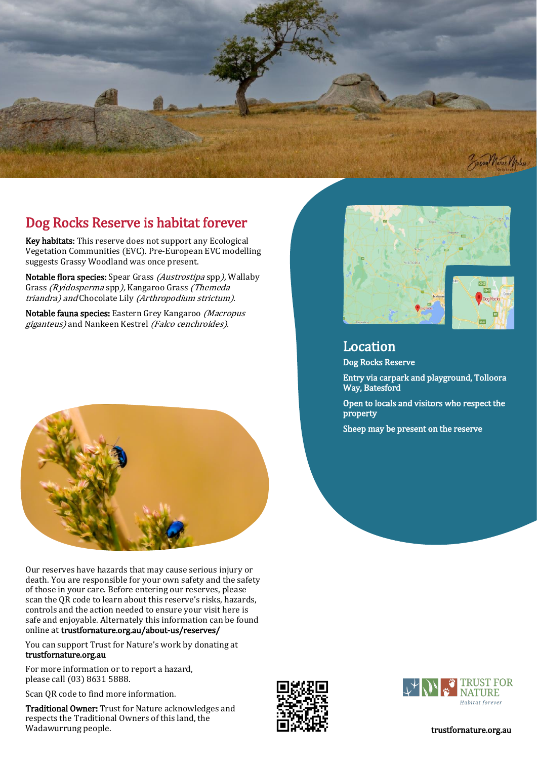## Dog Rocks Reserve is habitat forever

**Key habitats:** This reserve does not support any Ecological Vegetation Communities (EVC). Pre-European EVC modelling suggests Grassy Woodland was once present.

**Notable flora species:** Spear Grass *(Austrostipa* spp*)*, Wallaby Grass *(Ryidosperma* spp*)*, Kangaroo Grass *(Themeda triandra)* and Chocolate Lily *(Arthropodium strictum)*.

**Notable fauna species:** Eastern Grey Kangaroo *(Macropus giganteus)* and Nankeen Kestrel *(Falco cenchroides)*.

## Location

Dog Rocks Reserve

Entry via carpark and playground, Tolloora Way, Batesford

Open to locals and visitors who respect the property

Sheep may be present on the reserve

Our reserves have hazards that may cause serious injury or death. You are responsible for your own safety and the safety of those in your care. Before entering our reserves, please scan the QR code to learn about this reserve's risks, hazards, controls and the action needed to ensure your visit here is safe and enjoyable. Alternately this information can be found online at **trustfornature.org.au/about-us/reserves/**

You can support Trust for Nature's work by donating at **trustfornature.org.au**

For more information or to report a hazard, please call (03) 8631 5888.

Scan QR code to find more information.

**Traditional Owner:** Trust for Nature acknowledges and respects the Traditional Owners of this land, the Wadawurrung people.

TRUST FOR NATURE
*Habitat forever*

trustfornature.org.au